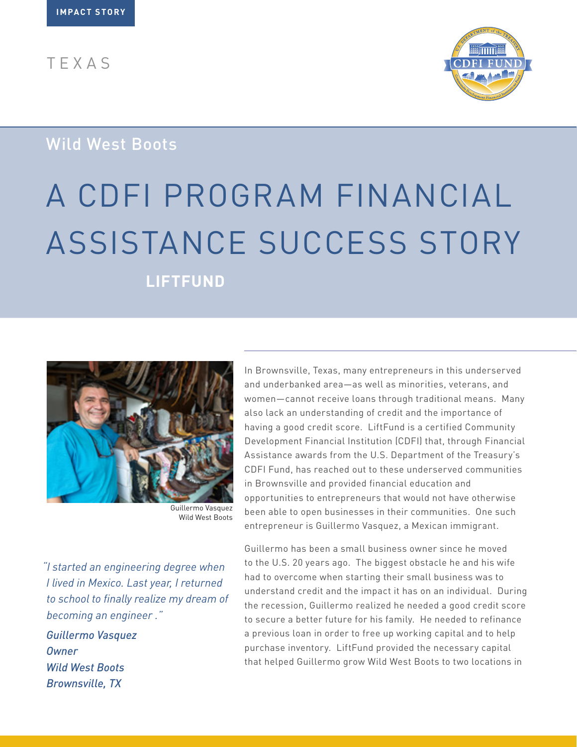IMPACT STORY

TEXAS

## Wild West Boots

# A CDFI PROGRAM FINANCIAL ASSISTANCE SUCCESS STORY

**LIFTFUND**

Guillermo Vasquez
Wild West Boots

*"I started an engineering degree when I lived in Mexico. Last year, I returned to school to finally realize my dream of becoming an engineer ."*

*Guillermo Vasquez*
*Owner*
*Wild West Boots*
*Brownsville, TX*

In Brownsville, Texas, many entrepreneurs in this underserved and underbanked area—as well as minorities, veterans, and women—cannot receive loans through traditional means. Many also lack an understanding of credit and the importance of having a good credit score. LiftFund is a certified Community Development Financial Institution (CDFI) that, through Financial Assistance awards from the U.S. Department of the Treasury's CDFI Fund, has reached out to these underserved communities in Brownsville and provided financial education and opportunities to entrepreneurs that would not have otherwise been able to open businesses in their communities. One such entrepreneur is Guillermo Vasquez, a Mexican immigrant.

Guillermo has been a small business owner since he moved to the U.S. 20 years ago. The biggest obstacle he and his wife had to overcome when starting their small business was to understand credit and the impact it has on an individual. During the recession, Guillermo realized he needed a good credit score to secure a better future for his family. He needed to refinance a previous loan in order to free up working capital and to help purchase inventory. LiftFund provided the necessary capital that helped Guillermo grow Wild West Boots to two locations in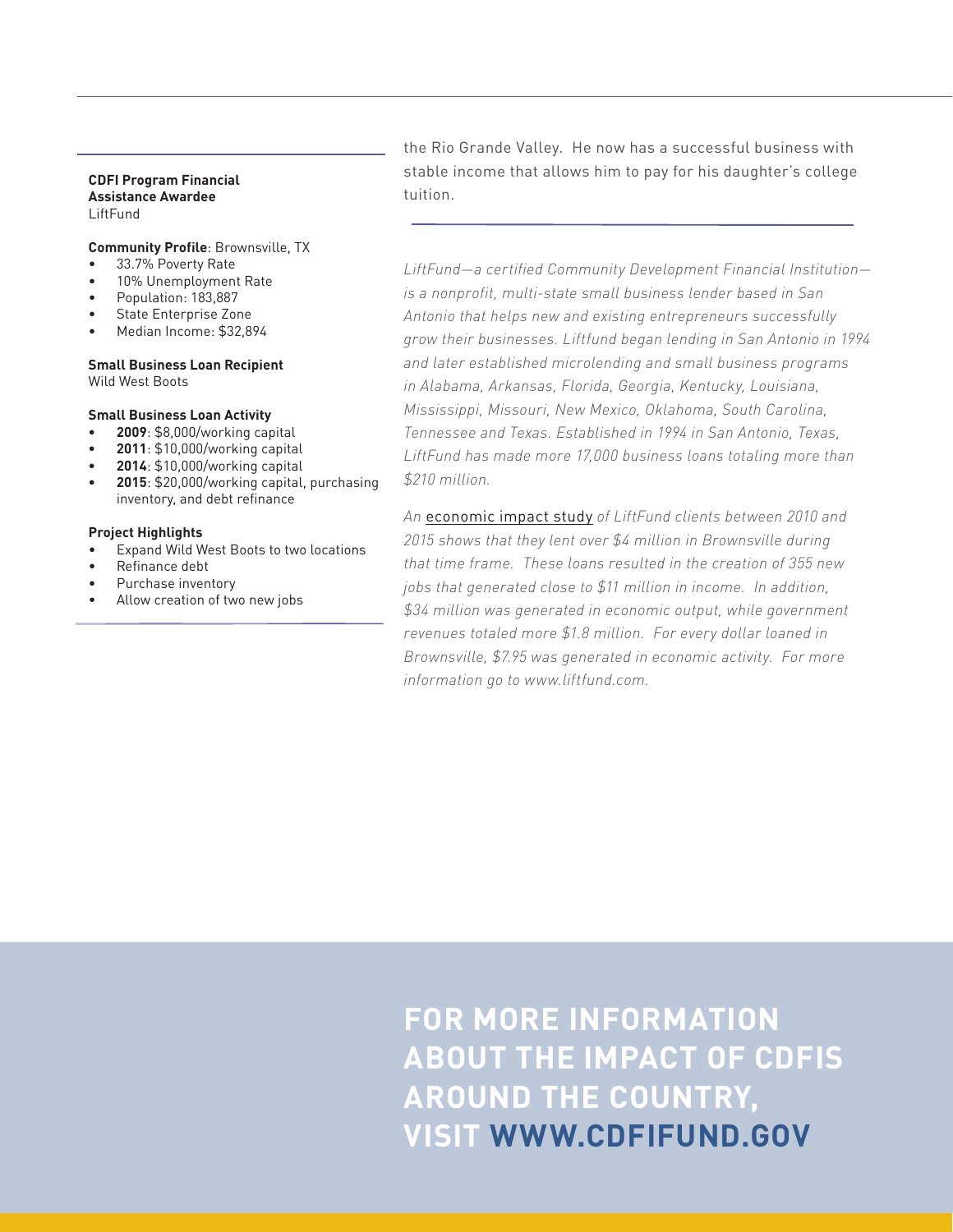**CDFI Program Financial Assistance Awardee**
LiftFund

**Community Profile**: Brownsville, TX

- 33.7% Poverty Rate
- 10% Unemployment Rate
- Population: 183,887
- State Enterprise Zone
- Median Income: $32,894

**Small Business Loan Recipient**
Wild West Boots

**Small Business Loan Activity**

- **2009**: $8,000/working capital
- **2011**: $10,000/working capital
- **2014**: $10,000/working capital
- **2015**: $20,000/working capital, purchasing inventory, and debt refinance

**Project Highlights**

- Expand Wild West Boots to two locations
- Refinance debt
- Purchase inventory
- Allow creation of two new jobs

the Rio Grande Valley. He now has a successful business with stable income that allows him to pay for his daughter's college tuition.

*LiftFund—a certified Community Development Financial Institution—is a nonprofit, multi-state small business lender based in San Antonio that helps new and existing entrepreneurs successfully grow their businesses. Liftfund began lending in San Antonio in 1994 and later established microlending and small business programs in Alabama, Arkansas, Florida, Georgia, Kentucky, Louisiana, Mississippi, Missouri, New Mexico, Oklahoma, South Carolina, Tennessee and Texas. Established in 1994 in San Antonio, Texas, LiftFund has made more 17,000 business loans totaling more than $210 million.*

*An* economic impact study *of LiftFund clients between 2010 and 2015 shows that they lent over $4 million in Brownsville during that time frame. These loans resulted in the creation of 355 new jobs that generated close to $11 million in income. In addition, $34 million was generated in economic output, while government revenues totaled more $1.8 million. For every dollar loaned in Brownsville, $7.95 was generated in economic activity. For more information go to www.liftfund.com.*

**FOR MORE INFORMATION ABOUT THE IMPACT OF CDFIS AROUND THE COUNTRY, VISIT WWW.CDFIFUND.GOV**